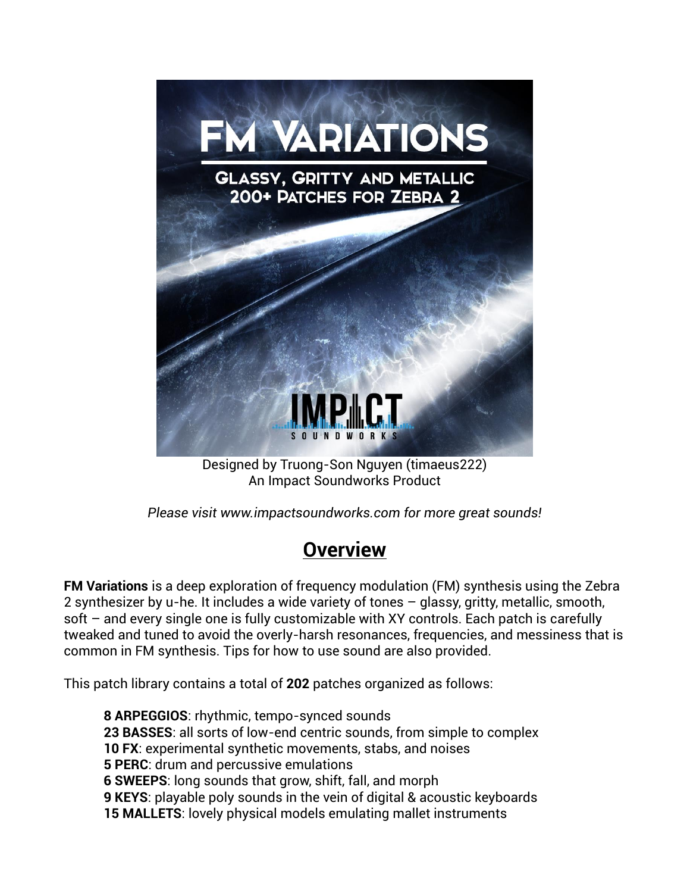Designed by Truong-Son Nguyen (timaeus222)
An Impact Soundworks Product

*Please visit www.impactsoundworks.com for more great sounds!*

## Overview

**FM Variations** is a deep exploration of frequency modulation (FM) synthesis using the Zebra 2 synthesizer by u-he. It includes a wide variety of tones – glassy, gritty, metallic, smooth, soft – and every single one is fully customizable with XY controls. Each patch is carefully tweaked and tuned to avoid the overly-harsh resonances, frequencies, and messiness that is common in FM synthesis. Tips for how to use sound are also provided.

This patch library contains a total of **202** patches organized as follows:

- **8 ARPEGGIOS**: rhythmic, tempo-synced sounds
- **23 BASSES**: all sorts of low-end centric sounds, from simple to complex
- **10 FX**: experimental synthetic movements, stabs, and noises
- **5 PERC**: drum and percussive emulations
- **6 SWEEPS**: long sounds that grow, shift, fall, and morph
- **9 KEYS**: playable poly sounds in the vein of digital & acoustic keyboards
- **15 MALLETS**: lovely physical models emulating mallet instruments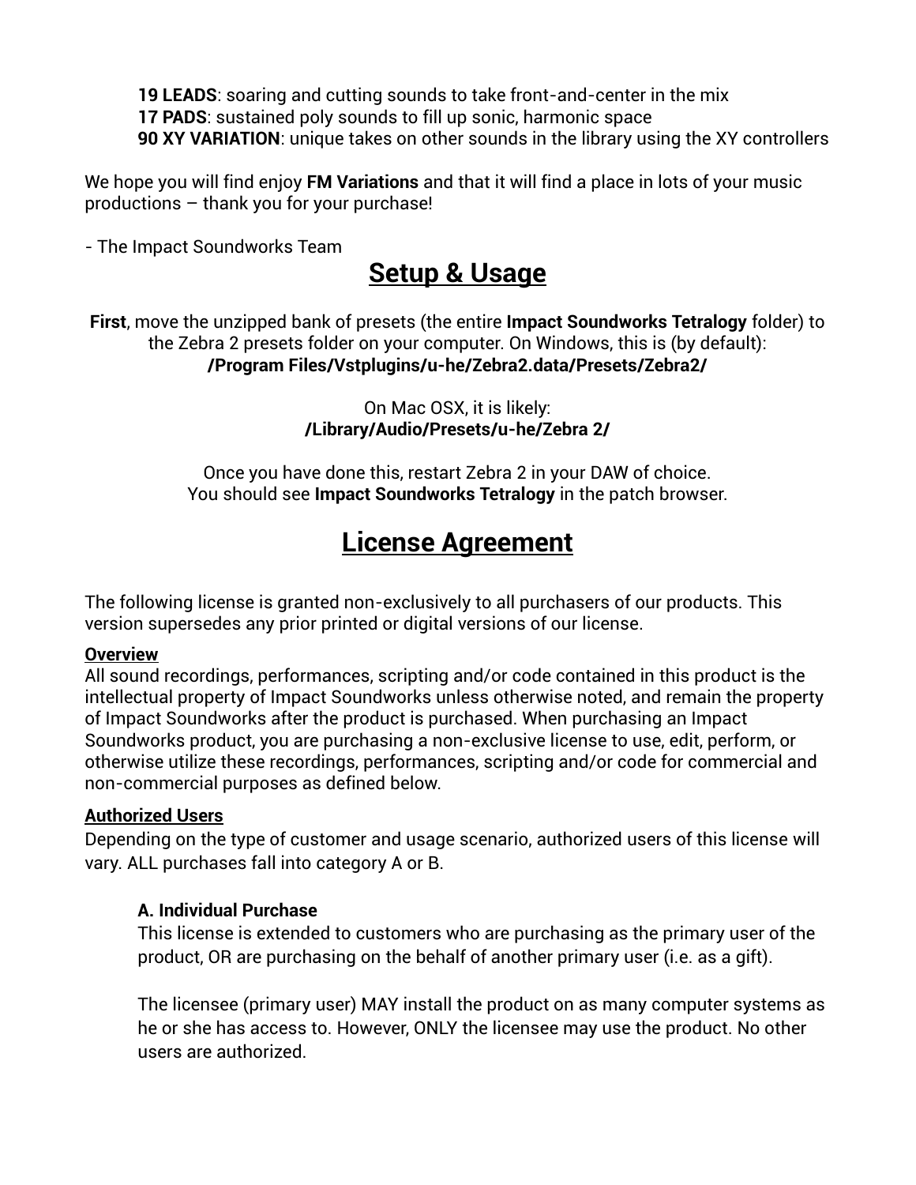**19 LEADS**: soaring and cutting sounds to take front-and-center in the mix
**17 PADS**: sustained poly sounds to fill up sonic, harmonic space
**90 XY VARIATION**: unique takes on other sounds in the library using the XY controllers

We hope you will find enjoy **FM Variations** and that it will find a place in lots of your music productions – thank you for your purchase!

- The Impact Soundworks Team

# Setup & Usage

**First**, move the unzipped bank of presets (the entire **Impact Soundworks Tetralogy** folder) to the Zebra 2 presets folder on your computer. On Windows, this is (by default):
**/Program Files/Vstplugins/u-he/Zebra2.data/Presets/Zebra2/**

On Mac OSX, it is likely:
**/Library/Audio/Presets/u-he/Zebra 2/**

Once you have done this, restart Zebra 2 in your DAW of choice.
You should see **Impact Soundworks Tetralogy** in the patch browser.

# License Agreement

The following license is granted non-exclusively to all purchasers of our products. This version supersedes any prior printed or digital versions of our license.

**Overview**
All sound recordings, performances, scripting and/or code contained in this product is the intellectual property of Impact Soundworks unless otherwise noted, and remain the property of Impact Soundworks after the product is purchased. When purchasing an Impact Soundworks product, you are purchasing a non-exclusive license to use, edit, perform, or otherwise utilize these recordings, performances, scripting and/or code for commercial and non-commercial purposes as defined below.

**Authorized Users**
Depending on the type of customer and usage scenario, authorized users of this license will vary. ALL purchases fall into category A or B.

**A. Individual Purchase**
This license is extended to customers who are purchasing as the primary user of the product, OR are purchasing on the behalf of another primary user (i.e. as a gift).

The licensee (primary user) MAY install the product on as many computer systems as he or she has access to. However, ONLY the licensee may use the product. No other users are authorized.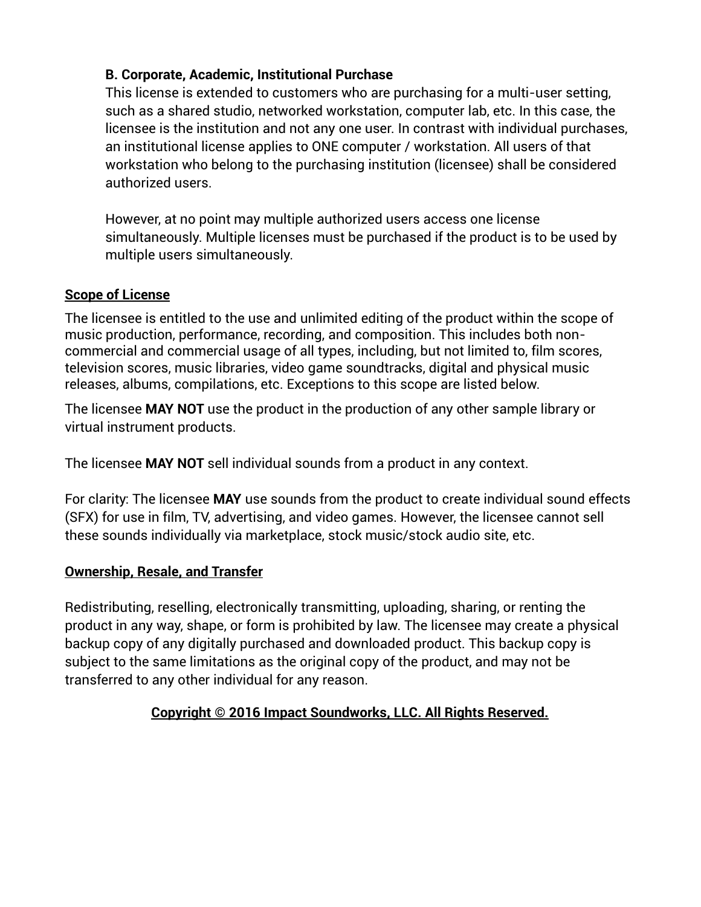**B. Corporate, Academic, Institutional Purchase**

This license is extended to customers who are purchasing for a multi-user setting, such as a shared studio, networked workstation, computer lab, etc. In this case, the licensee is the institution and not any one user. In contrast with individual purchases, an institutional license applies to ONE computer / workstation. All users of that workstation who belong to the purchasing institution (licensee) shall be considered authorized users.

However, at no point may multiple authorized users access one license simultaneously. Multiple licenses must be purchased if the product is to be used by multiple users simultaneously.

## Scope of License

The licensee is entitled to the use and unlimited editing of the product within the scope of music production, performance, recording, and composition. This includes both non-commercial and commercial usage of all types, including, but not limited to, film scores, television scores, music libraries, video game soundtracks, digital and physical music releases, albums, compilations, etc. Exceptions to this scope are listed below.

The licensee **MAY NOT** use the product in the production of any other sample library or virtual instrument products.

The licensee **MAY NOT** sell individual sounds from a product in any context.

For clarity: The licensee **MAY** use sounds from the product to create individual sound effects (SFX) for use in film, TV, advertising, and video games. However, the licensee cannot sell these sounds individually via marketplace, stock music/stock audio site, etc.

## Ownership, Resale, and Transfer

Redistributing, reselling, electronically transmitting, uploading, sharing, or renting the product in any way, shape, or form is prohibited by law. The licensee may create a physical backup copy of any digitally purchased and downloaded product. This backup copy is subject to the same limitations as the original copy of the product, and may not be transferred to any other individual for any reason.

**Copyright © 2016 Impact Soundworks, LLC. All Rights Reserved.**